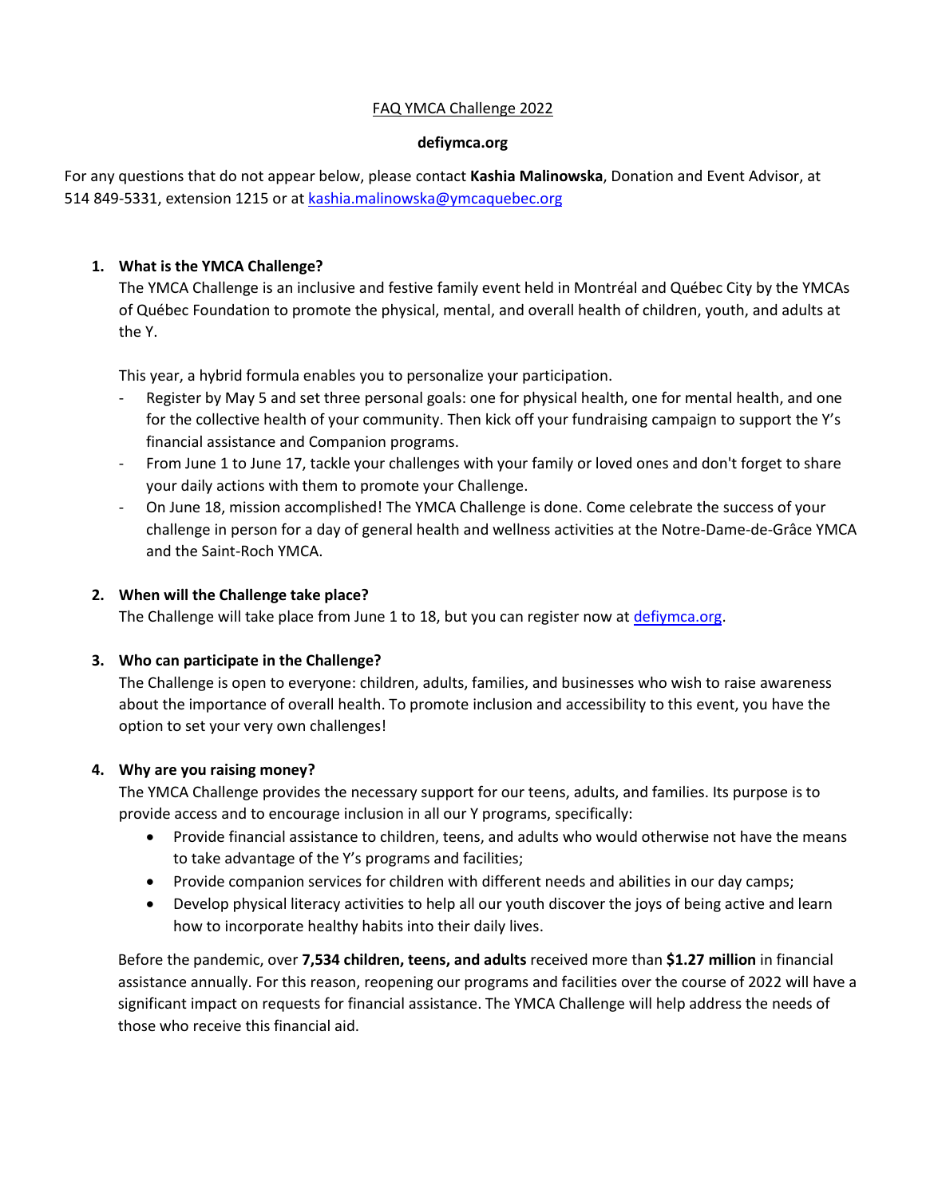# FAQ YMCA Challenge 2022

**defiymca.org**

For any questions that do not appear below, please contact **Kashia Malinowska**, Donation and Event Advisor, at 514 849-5331, extension 1215 or at [kashia.malinowska@ymcaquebec.org](mailto:kashia.malinowska@ymcaquebec.org)

1. **What is the YMCA Challenge?**

   The YMCA Challenge is an inclusive and festive family event held in Montréal and Québec City by the YMCAs of Québec Foundation to promote the physical, mental, and overall health of children, youth, and adults at the Y.

   This year, a hybrid formula enables you to personalize your participation.

   - Register by May 5 and set three personal goals: one for physical health, one for mental health, and one for the collective health of your community. Then kick off your fundraising campaign to support the Y's financial assistance and Companion programs.
   - From June 1 to June 17, tackle your challenges with your family or loved ones and don't forget to share your daily actions with them to promote your Challenge.
   - On June 18, mission accomplished! The YMCA Challenge is done. Come celebrate the success of your challenge in person for a day of general health and wellness activities at the Notre-Dame-de-Grâce YMCA and the Saint-Roch YMCA.

2. **When will the Challenge take place?**

   The Challenge will take place from June 1 to 18, but you can register now at [defiymca.org](https://defiymca.org).

3. **Who can participate in the Challenge?**

   The Challenge is open to everyone: children, adults, families, and businesses who wish to raise awareness about the importance of overall health. To promote inclusion and accessibility to this event, you have the option to set your very own challenges!

4. **Why are you raising money?**

   The YMCA Challenge provides the necessary support for our teens, adults, and families. Its purpose is to provide access and to encourage inclusion in all our Y programs, specifically:

   - Provide financial assistance to children, teens, and adults who would otherwise not have the means to take advantage of the Y's programs and facilities;
   - Provide companion services for children with different needs and abilities in our day camps;
   - Develop physical literacy activities to help all our youth discover the joys of being active and learn how to incorporate healthy habits into their daily lives.

   Before the pandemic, over **7,534 children, teens, and adults** received more than **$1.27 million** in financial assistance annually. For this reason, reopening our programs and facilities over the course of 2022 will have a significant impact on requests for financial assistance. The YMCA Challenge will help address the needs of those who receive this financial aid.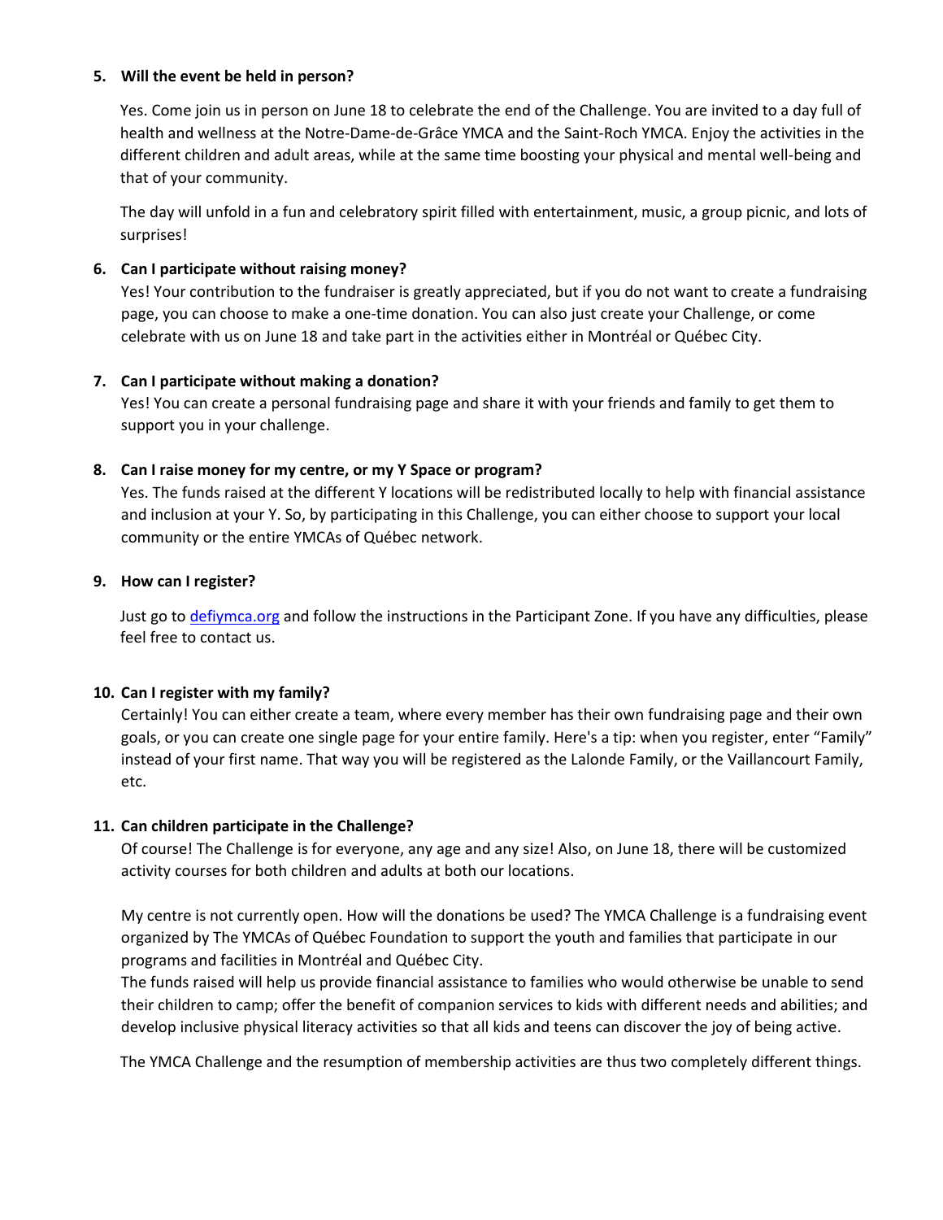**5. Will the event be held in person?**

Yes. Come join us in person on June 18 to celebrate the end of the Challenge. You are invited to a day full of health and wellness at the Notre-Dame-de-Grâce YMCA and the Saint-Roch YMCA. Enjoy the activities in the different children and adult areas, while at the same time boosting your physical and mental well-being and that of your community.

The day will unfold in a fun and celebratory spirit filled with entertainment, music, a group picnic, and lots of surprises!

**6. Can I participate without raising money?**

Yes! Your contribution to the fundraiser is greatly appreciated, but if you do not want to create a fundraising page, you can choose to make a one-time donation. You can also just create your Challenge, or come celebrate with us on June 18 and take part in the activities either in Montréal or Québec City.

**7. Can I participate without making a donation?**

Yes! You can create a personal fundraising page and share it with your friends and family to get them to support you in your challenge.

**8. Can I raise money for my centre, or my Y Space or program?**

Yes. The funds raised at the different Y locations will be redistributed locally to help with financial assistance and inclusion at your Y. So, by participating in this Challenge, you can either choose to support your local community or the entire YMCAs of Québec network.

**9. How can I register?**

Just go to [defiymca.org](defiymca.org) and follow the instructions in the Participant Zone. If you have any difficulties, please feel free to contact us.

**10. Can I register with my family?**

Certainly! You can either create a team, where every member has their own fundraising page and their own goals, or you can create one single page for your entire family. Here's a tip: when you register, enter "Family" instead of your first name. That way you will be registered as the Lalonde Family, or the Vaillancourt Family, etc.

**11. Can children participate in the Challenge?**

Of course! The Challenge is for everyone, any age and any size! Also, on June 18, there will be customized activity courses for both children and adults at both our locations.

My centre is not currently open. How will the donations be used? The YMCA Challenge is a fundraising event organized by The YMCAs of Québec Foundation to support the youth and families that participate in our programs and facilities in Montréal and Québec City.

The funds raised will help us provide financial assistance to families who would otherwise be unable to send their children to camp; offer the benefit of companion services to kids with different needs and abilities; and develop inclusive physical literacy activities so that all kids and teens can discover the joy of being active.

The YMCA Challenge and the resumption of membership activities are thus two completely different things.